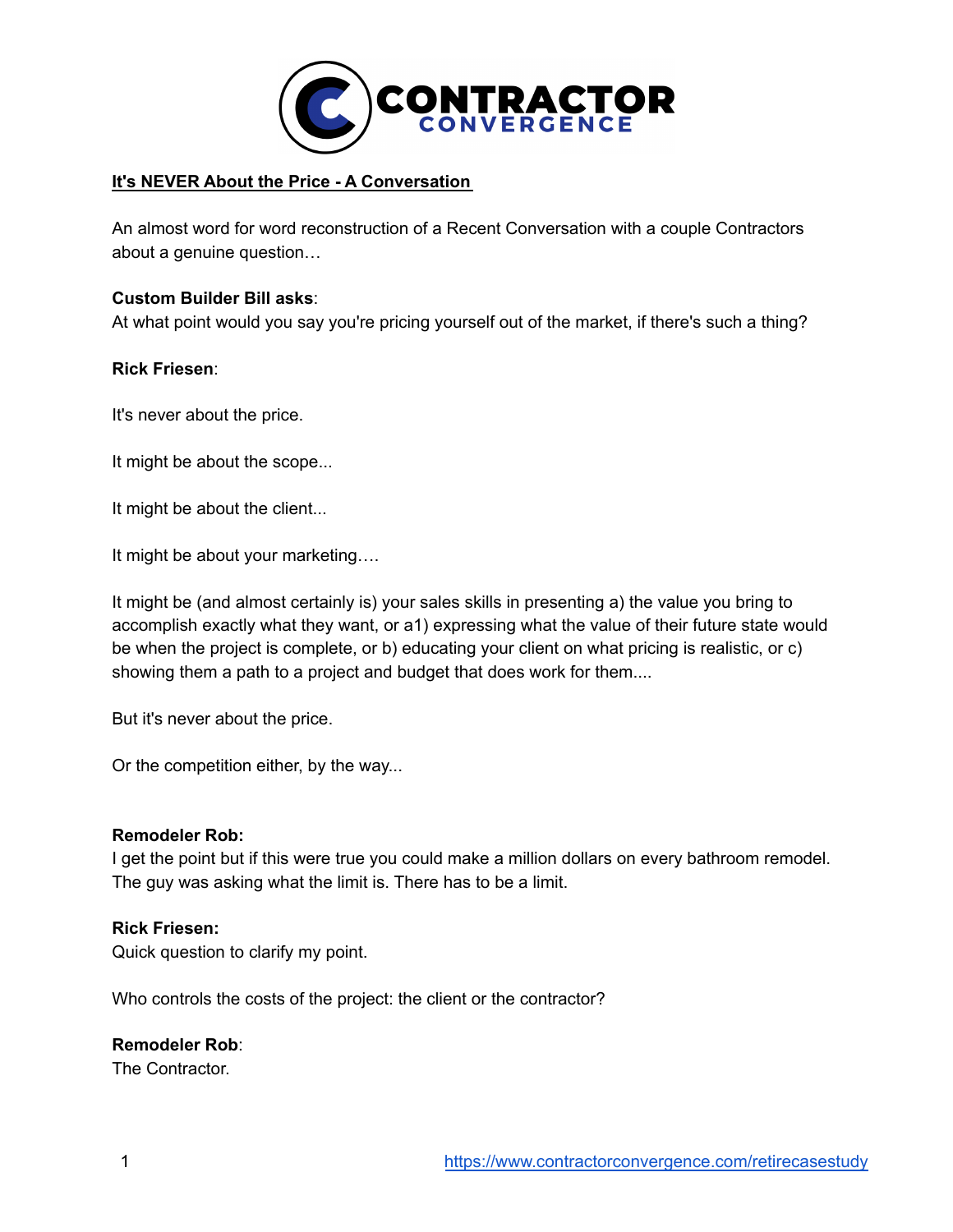**It's NEVER About the Price - A Conversation**

An almost word for word reconstruction of a Recent Conversation with a couple Contractors about a genuine question…

**Custom Builder Bill asks**:
At what point would you say you're pricing yourself out of the market, if there's such a thing?

**Rick Friesen**:

It's never about the price.

It might be about the scope...

It might be about the client...

It might be about your marketing….

It might be (and almost certainly is) your sales skills in presenting a) the value you bring to accomplish exactly what they want, or a1) expressing what the value of their future state would be when the project is complete, or b) educating your client on what pricing is realistic, or c) showing them a path to a project and budget that does work for them....

But it's never about the price.

Or the competition either, by the way...

**Remodeler Rob:**
I get the point but if this were true you could make a million dollars on every bathroom remodel. The guy was asking what the limit is. There has to be a limit.

**Rick Friesen:**
Quick question to clarify my point.

Who controls the costs of the project: the client or the contractor?

**Remodeler Rob**:
The Contractor.

https://www.contractorconvergence.com/retirecasestudy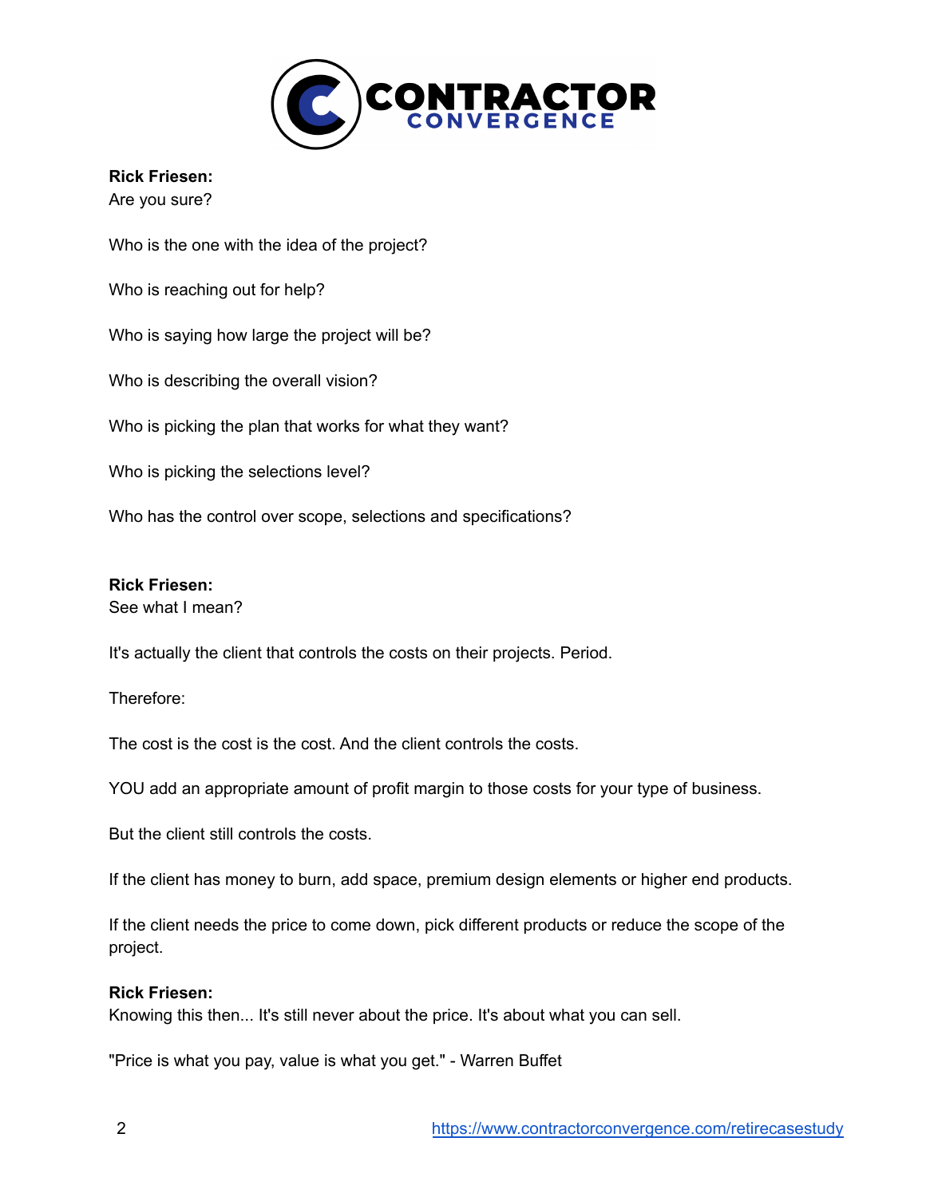**Rick Friesen:**
Are you sure?

Who is the one with the idea of the project?

Who is reaching out for help?

Who is saying how large the project will be?

Who is describing the overall vision?

Who is picking the plan that works for what they want?

Who is picking the selections level?

Who has the control over scope, selections and specifications?

**Rick Friesen:**
See what I mean?

It's actually the client that controls the costs on their projects. Period.

Therefore:

The cost is the cost is the cost. And the client controls the costs.

YOU add an appropriate amount of profit margin to those costs for your type of business.

But the client still controls the costs.

If the client has money to burn, add space, premium design elements or higher end products.

If the client needs the price to come down, pick different products or reduce the scope of the project.

**Rick Friesen:**
Knowing this then... It's still never about the price. It's about what you can sell.

"Price is what you pay, value is what you get." - Warren Buffet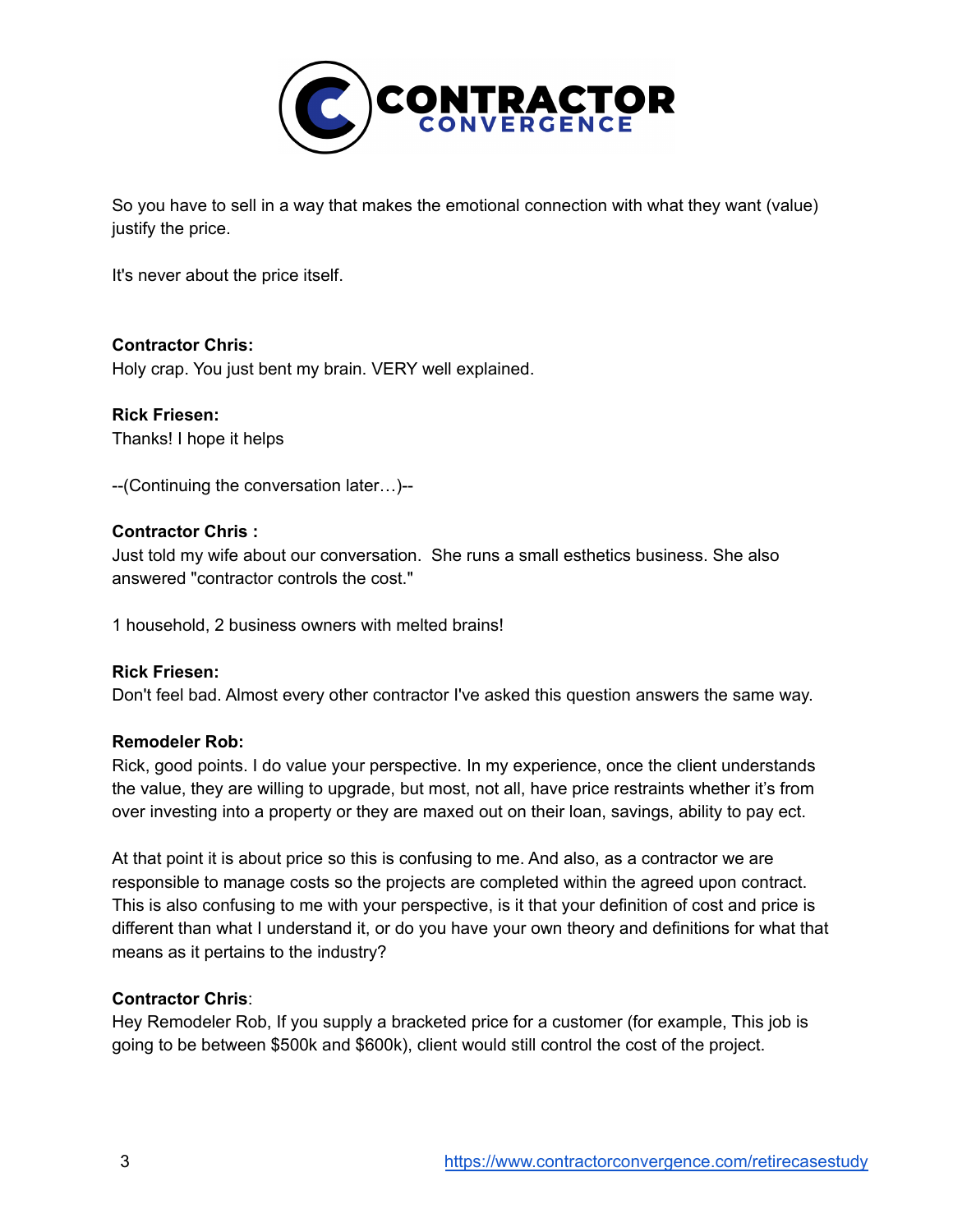So you have to sell in a way that makes the emotional connection with what they want (value) justify the price.

It's never about the price itself.

**Contractor Chris:**
Holy crap. You just bent my brain. VERY well explained.

**Rick Friesen:**
Thanks! I hope it helps

--(Continuing the conversation later…)--

**Contractor Chris :**
Just told my wife about our conversation. She runs a small esthetics business. She also answered "contractor controls the cost."

1 household, 2 business owners with melted brains!

**Rick Friesen:**
Don't feel bad. Almost every other contractor I've asked this question answers the same way.

**Remodeler Rob:**
Rick, good points. I do value your perspective. In my experience, once the client understands the value, they are willing to upgrade, but most, not all, have price restraints whether it's from over investing into a property or they are maxed out on their loan, savings, ability to pay ect.

At that point it is about price so this is confusing to me. And also, as a contractor we are responsible to manage costs so the projects are completed within the agreed upon contract. This is also confusing to me with your perspective, is it that your definition of cost and price is different than what I understand it, or do you have your own theory and definitions for what that means as it pertains to the industry?

**Contractor Chris**:
Hey Remodeler Rob, If you supply a bracketed price for a customer (for example, This job is going to be between $500k and $600k), client would still control the cost of the project.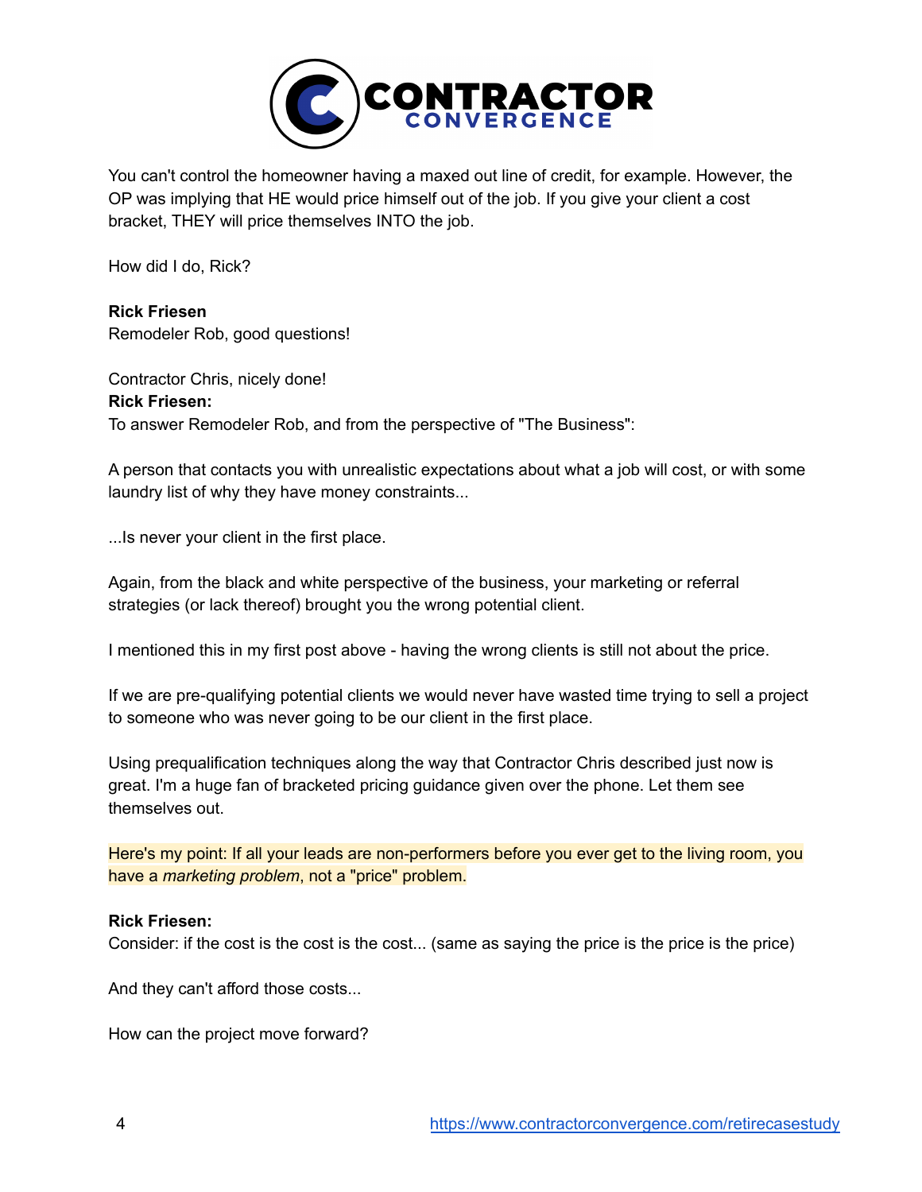You can't control the homeowner having a maxed out line of credit, for example. However, the OP was implying that HE would price himself out of the job. If you give your client a cost bracket, THEY will price themselves INTO the job.

How did I do, Rick?

**Rick Friesen**
Remodeler Rob, good questions!

Contractor Chris, nicely done!

**Rick Friesen:**
To answer Remodeler Rob, and from the perspective of "The Business":

A person that contacts you with unrealistic expectations about what a job will cost, or with some laundry list of why they have money constraints...

...Is never your client in the first place.

Again, from the black and white perspective of the business, your marketing or referral strategies (or lack thereof) brought you the wrong potential client.

I mentioned this in my first post above - having the wrong clients is still not about the price.

If we are pre-qualifying potential clients we would never have wasted time trying to sell a project to someone who was never going to be our client in the first place.

Using prequalification techniques along the way that Contractor Chris described just now is great. I'm a huge fan of bracketed pricing guidance given over the phone. Let them see themselves out.

Here's my point: If all your leads are non-performers before you ever get to the living room, you have a *marketing problem*, not a "price" problem.

**Rick Friesen:**
Consider: if the cost is the cost is the cost... (same as saying the price is the price is the price)

And they can't afford those costs...

How can the project move forward?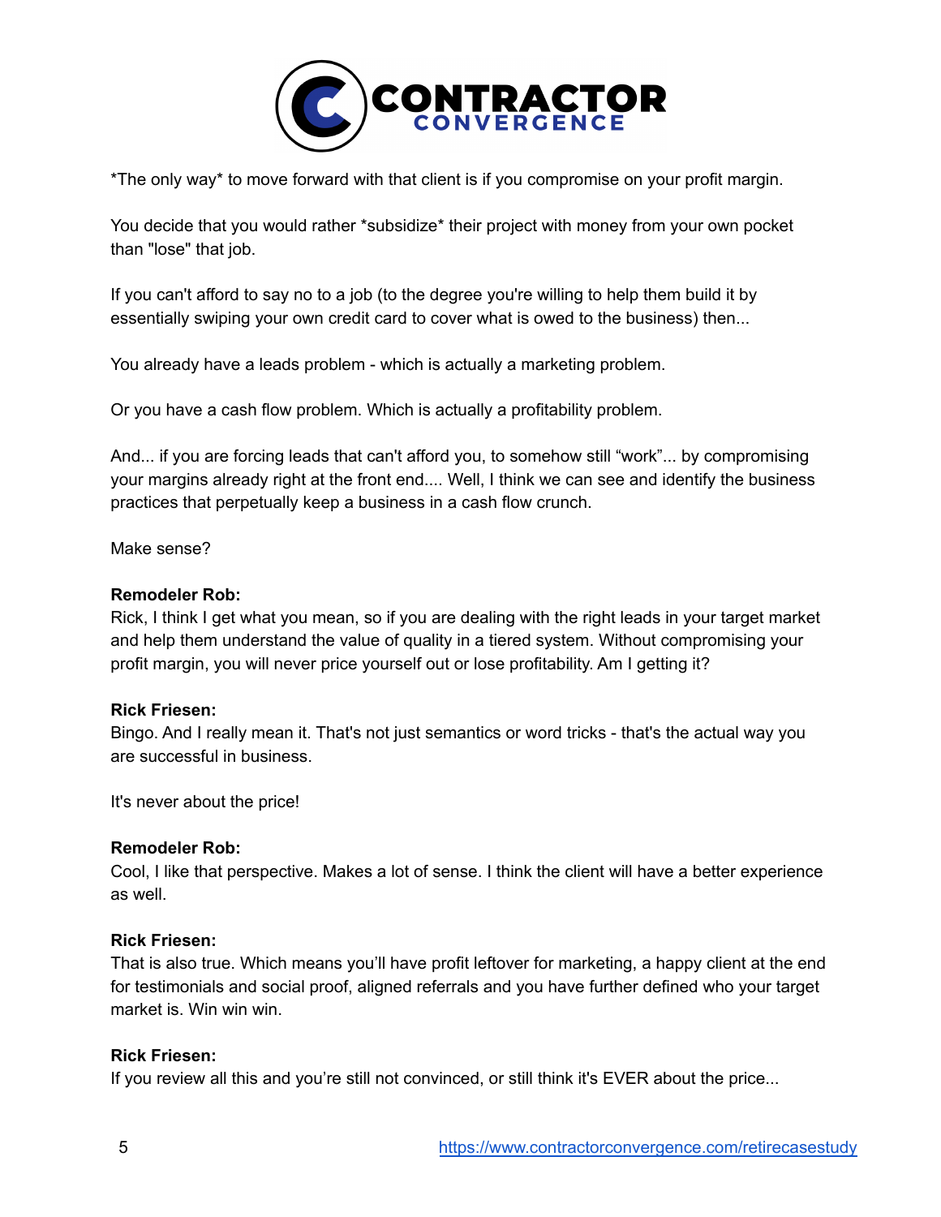*The only way* to move forward with that client is if you compromise on your profit margin.

You decide that you would rather *subsidize* their project with money from your own pocket than "lose" that job.

If you can't afford to say no to a job (to the degree you're willing to help them build it by essentially swiping your own credit card to cover what is owed to the business) then...

You already have a leads problem - which is actually a marketing problem.

Or you have a cash flow problem. Which is actually a profitability problem.

And... if you are forcing leads that can't afford you, to somehow still "work"... by compromising your margins already right at the front end.... Well, I think we can see and identify the business practices that perpetually keep a business in a cash flow crunch.

Make sense?

**Remodeler Rob:**
Rick, I think I get what you mean, so if you are dealing with the right leads in your target market and help them understand the value of quality in a tiered system. Without compromising your profit margin, you will never price yourself out or lose profitability. Am I getting it?

**Rick Friesen:**
Bingo. And I really mean it. That's not just semantics or word tricks - that's the actual way you are successful in business.

It's never about the price!

**Remodeler Rob:**
Cool, I like that perspective. Makes a lot of sense. I think the client will have a better experience as well.

**Rick Friesen:**
That is also true. Which means you'll have profit leftover for marketing, a happy client at the end for testimonials and social proof, aligned referrals and you have further defined who your target market is. Win win win.

**Rick Friesen:**
If you review all this and you're still not convinced, or still think it's EVER about the price...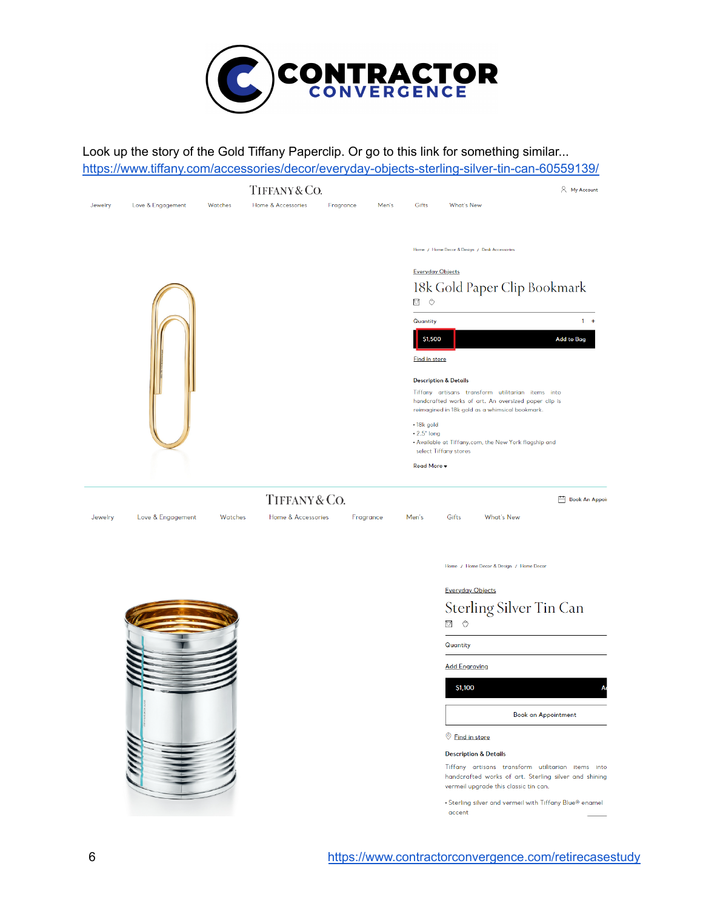Look up the story of the Gold Tiffany Paperclip. Or go to this link for something similar...
https://www.tiffany.com/accessories/decor/everyday-objects-sterling-silver-tin-can-60559139/

TIFFANY & CO.

Jewelry | Love & Engagement | Watches | Home & Accessories | Fragrance | Men's | Gifts | What's New

My Account

Home / Home Decor & Design / Desk Accessories

Everyday Objects

18k Gold Paper Clip Bookmark

Quantity 1 +

$1,500

Add to Bag

Find in store

Description & Details

Tiffany artisans transform utilitarian items into handcrafted works of art. An oversized paper clip is reimagined in 18k gold as a whimsical bookmark.

- 18k gold
- 2.5" long
- Available at Tiffany.com, the New York flagship and select Tiffany stores

Read More

TIFFANY & CO.

Jewelry | Love & Engagement | Watches | Home & Accessories | Fragrance | Men's | Gifts | What's New

Book An Appoi

Home / Home Decor & Design / Home Decor

Everyday Objects

Sterling Silver Tin Can

Quantity

Add Engraving

$1,100

Book an Appointment

Find in store

Description & Details

Tiffany artisans transform utilitarian items into handcrafted works of art. Sterling silver and shining vermeil upgrade this classic tin can.

- Sterling silver and vermeil with Tiffany Blue® enamel accent

https://www.contractorconvergence.com/retirecasestudy